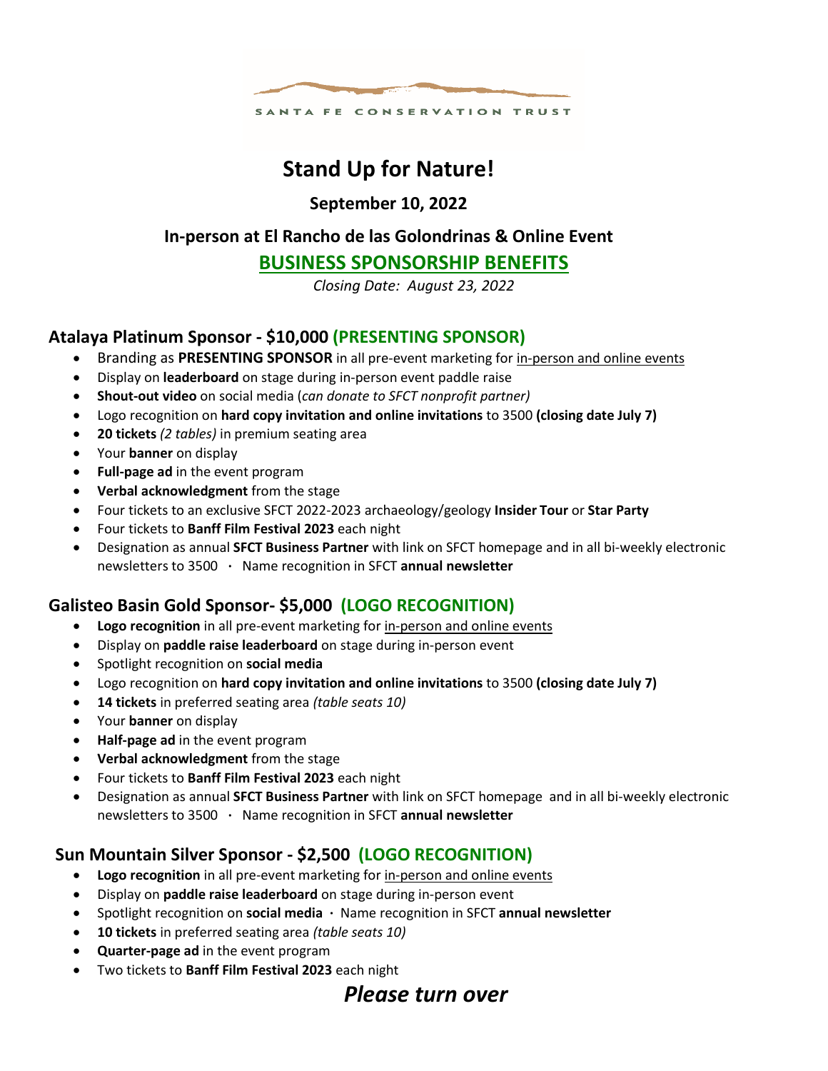SANTA FE CONSERVATION TRUST

# Stand Up for Nature!

### September 10, 2022

### In-person at El Rancho de las Golondrinas & Online Event

## BUSINESS SPONSORSHIP BENEFITS

*Closing Date: August 23, 2022*

## Atalaya Platinum Sponsor - $10,000 (PRESENTING SPONSOR)

- Branding as **PRESENTING SPONSOR** in all pre-event marketing for in-person and online events
- Display on **leaderboard** on stage during in-person event paddle raise
- **Shout-out video** on social media (*can donate to SFCT nonprofit partner)*
- Logo recognition on **hard copy invitation and online invitations** to 3500 **(closing date July 7)**
- **20 tickets** *(2 tables)* in premium seating area
- Your **banner** on display
- **Full-page ad** in the event program
- **Verbal acknowledgment** from the stage
- Four tickets to an exclusive SFCT 2022-2023 archaeology/geology **Insider Tour** or **Star Party**
- Four tickets to **Banff Film Festival 2023** each night
- Designation as annual **SFCT Business Partner** with link on SFCT homepage and in all bi-weekly electronic newsletters to 3500 · Name recognition in SFCT **annual newsletter**

## Galisteo Basin Gold Sponsor- $5,000 (LOGO RECOGNITION)

- **Logo recognition** in all pre-event marketing for in-person and online events
- Display on **paddle raise leaderboard** on stage during in-person event
- Spotlight recognition on **social media**
- Logo recognition on **hard copy invitation and online invitations** to 3500 **(closing date July 7)**
- **14 tickets** in preferred seating area *(table seats 10)*
- Your **banner** on display
- **Half-page ad** in the event program
- **Verbal acknowledgment** from the stage
- Four tickets to **Banff Film Festival 2023** each night
- Designation as annual **SFCT Business Partner** with link on SFCT homepage and in all bi-weekly electronic newsletters to 3500 · Name recognition in SFCT **annual newsletter**

## Sun Mountain Silver Sponsor - $2,500 (LOGO RECOGNITION)

- **Logo recognition** in all pre-event marketing for in-person and online events
- Display on **paddle raise leaderboard** on stage during in-person event
- Spotlight recognition on **social media** · Name recognition in SFCT **annual newsletter**
- **10 tickets** in preferred seating area *(table seats 10)*
- **Quarter-page ad** in the event program
- Two tickets to **Banff Film Festival 2023** each night

***Please turn over***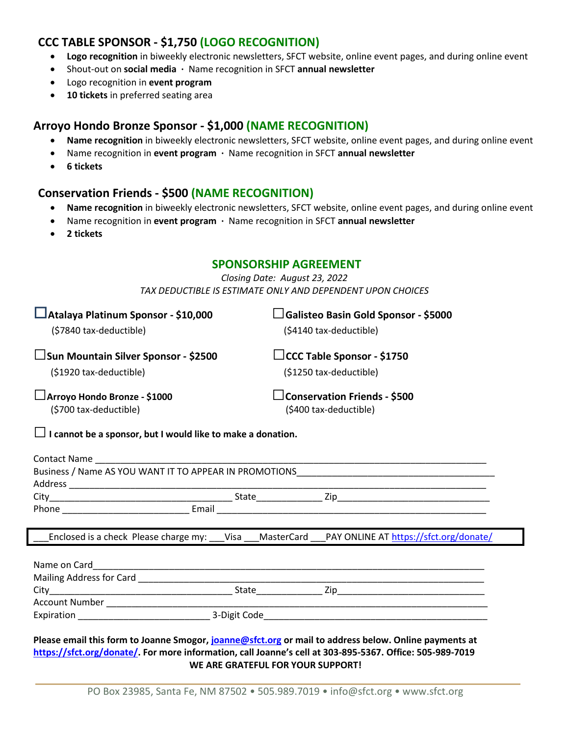## CCC TABLE SPONSOR - $1,750 (LOGO RECOGNITION)

- **Logo recognition** in biweekly electronic newsletters, SFCT website, online event pages, and during online event
- Shout-out on **social media** · Name recognition in SFCT **annual newsletter**
- Logo recognition in **event program**
- **10 tickets** in preferred seating area

## Arroyo Hondo Bronze Sponsor - $1,000 (NAME RECOGNITION)

- **Name recognition** in biweekly electronic newsletters, SFCT website, online event pages, and during online event
- Name recognition in **event program** · Name recognition in SFCT **annual newsletter**
- **6 tickets**

## Conservation Friends - $500 (NAME RECOGNITION)

- **Name recognition** in biweekly electronic newsletters, SFCT website, online event pages, and during online event
- Name recognition in **event program** · Name recognition in SFCT **annual newsletter**
- **2 tickets**

## SPONSORSHIP AGREEMENT

*Closing Date: August 23, 2022*

*TAX DEDUCTIBLE IS ESTIMATE ONLY AND DEPENDENT UPON CHOICES*

☐ **Atalaya Platinum Sponsor - $10,000**
($7840 tax-deductible)

☐ **Galisteo Basin Gold Sponsor - $5000**
($4140 tax-deductible)

☐ **Sun Mountain Silver Sponsor - $2500**
($1920 tax-deductible)

☐ **CCC Table Sponsor - $1750**
($1250 tax-deductible)

☐ **Arroyo Hondo Bronze - $1000**
($700 tax-deductible)

☐ **Conservation Friends - $500**
($400 tax-deductible)

☐ **I cannot be a sponsor, but I would like to make a donation.**

Contact Name ____________________________________________

Business / Name AS YOU WANT IT TO APPEAR IN PROMOTIONS____________________

Address ____________________________________________

City____________________ State__________ Zip____________________

Phone ____________________ Email ____________________________

___Enclosed is a check Please charge my: ___Visa ___MasterCard ___PAY ONLINE AT https://sfct.org/donate/

Name on Card____________________________________________

Mailing Address for Card ____________________________________

City____________________ State__________ Zip____________________

Account Number ____________________________________________

Expiration ____________________ 3-Digit Code____________________

**Please email this form to Joanne Smogor, joanne@sfct.org or mail to address below. Online payments at https://sfct.org/donate/. For more information, call Joanne's cell at 303-895-5367. Office: 505-989-7019**

**WE ARE GRATEFUL FOR YOUR SUPPORT!**

PO Box 23985, Santa Fe, NM 87502 • 505.989.7019 • info@sfct.org • www.sfct.org